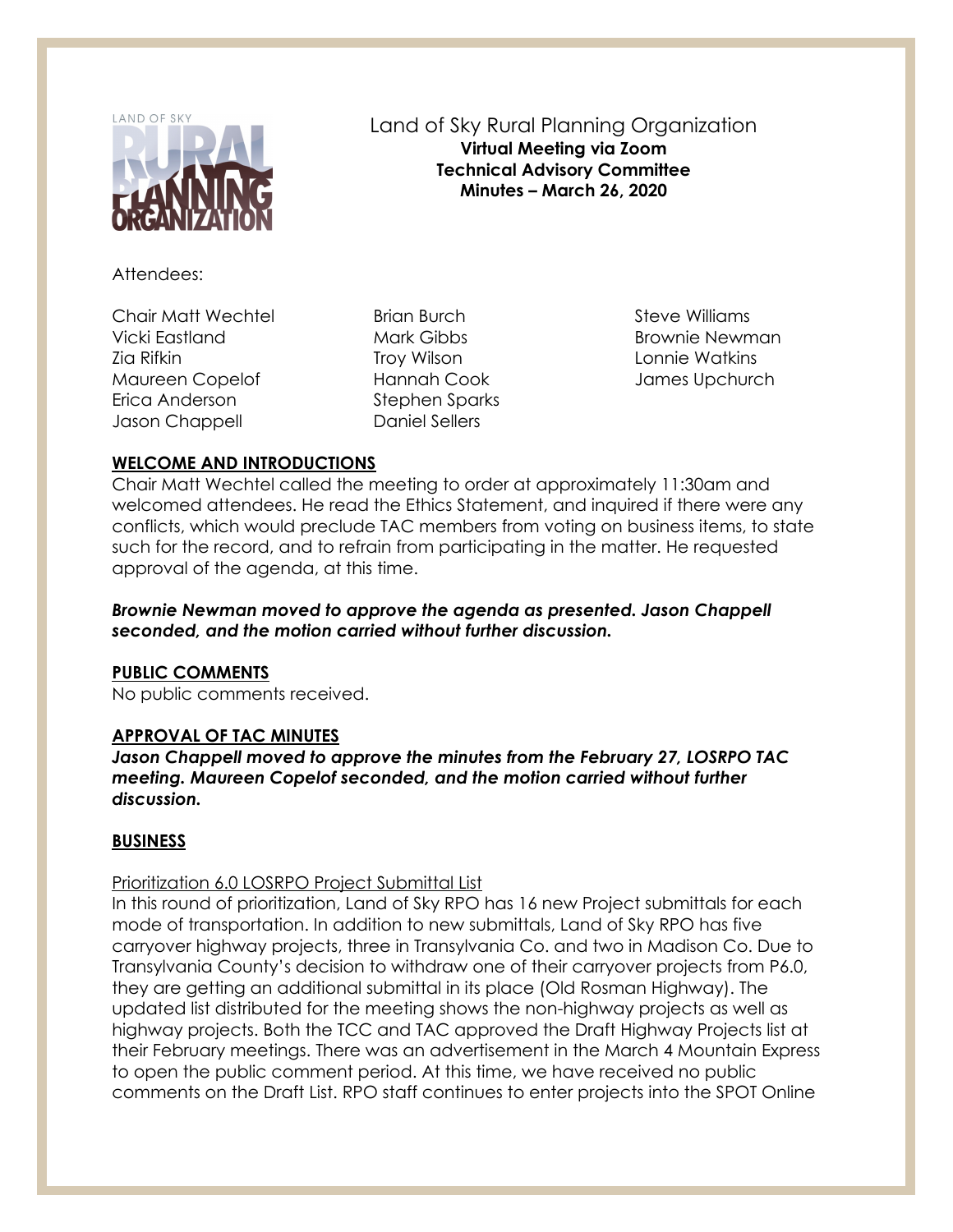# Land of Sky Rural Planning Organization

**Virtual Meeting via Zoom**
**Technical Advisory Committee**
**Minutes – March 26, 2020**

Attendees:

Chair Matt Wechtel
Vicki Eastland
Zia Rifkin
Maureen Copelof
Erica Anderson
Jason Chappell
Brian Burch
Mark Gibbs
Troy Wilson
Hannah Cook
Stephen Sparks
Daniel Sellers
Steve Williams
Brownie Newman
Lonnie Watkins
James Upchurch

## WELCOME AND INTRODUCTIONS

Chair Matt Wechtel called the meeting to order at approximately 11:30am and welcomed attendees. He read the Ethics Statement, and inquired if there were any conflicts, which would preclude TAC members from voting on business items, to state such for the record, and to refrain from participating in the matter. He requested approval of the agenda, at this time.

***Brownie Newman moved to approve the agenda as presented. Jason Chappell seconded, and the motion carried without further discussion.***

## PUBLIC COMMENTS

No public comments received.

## APPROVAL OF TAC MINUTES

***Jason Chappell moved to approve the minutes from the February 27, LOSRPO TAC meeting. Maureen Copelof seconded, and the motion carried without further discussion.***

## BUSINESS

Prioritization 6.0 LOSRPO Project Submittal List

In this round of prioritization, Land of Sky RPO has 16 new Project submittals for each mode of transportation. In addition to new submittals, Land of Sky RPO has five carryover highway projects, three in Transylvania Co. and two in Madison Co. Due to Transylvania County's decision to withdraw one of their carryover projects from P6.0, they are getting an additional submittal in its place (Old Rosman Highway). The updated list distributed for the meeting shows the non-highway projects as well as highway projects. Both the TCC and TAC approved the Draft Highway Projects list at their February meetings. There was an advertisement in the March 4 Mountain Express to open the public comment period. At this time, we have received no public comments on the Draft List. RPO staff continues to enter projects into the SPOT Online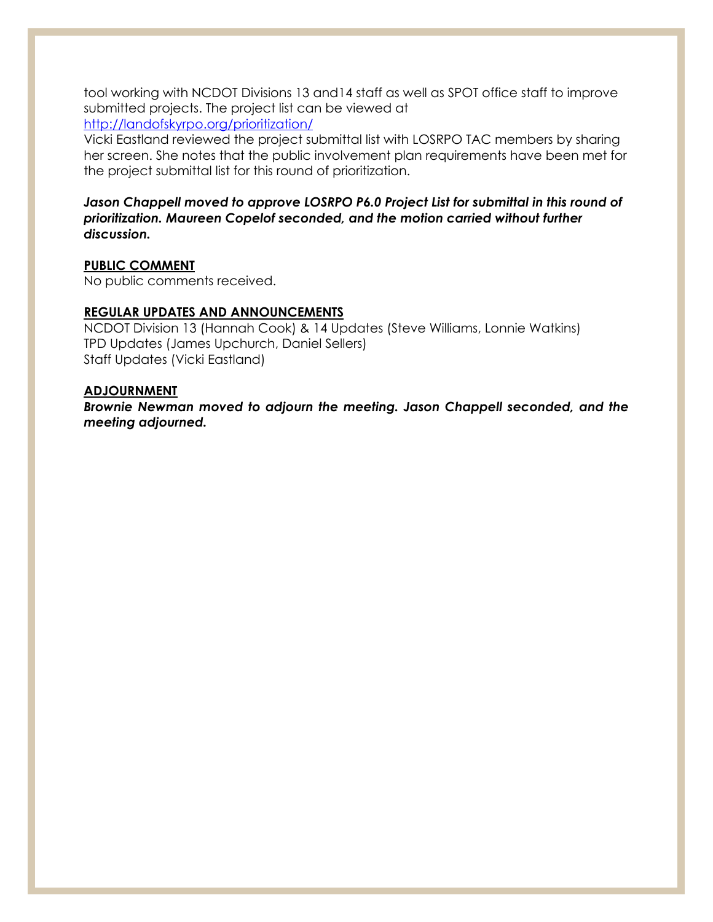tool working with NCDOT Divisions 13 and14 staff as well as SPOT office staff to improve submitted projects. The project list can be viewed at [http://landofskyrpo.org/prioritization/](http://landofskyrpo.org/prioritization/)

Vicki Eastland reviewed the project submittal list with LOSRPO TAC members by sharing her screen. She notes that the public involvement plan requirements have been met for the project submittal list for this round of prioritization.

***Jason Chappell moved to approve LOSRPO P6.0 Project List for submittal in this round of prioritization. Maureen Copelof seconded, and the motion carried without further discussion.***

## PUBLIC COMMENT

No public comments received.

## REGULAR UPDATES AND ANNOUNCEMENTS

NCDOT Division 13 (Hannah Cook) & 14 Updates (Steve Williams, Lonnie Watkins)
TPD Updates (James Upchurch, Daniel Sellers)
Staff Updates (Vicki Eastland)

## ADJOURNMENT

***Brownie Newman moved to adjourn the meeting. Jason Chappell seconded, and the meeting adjourned.***